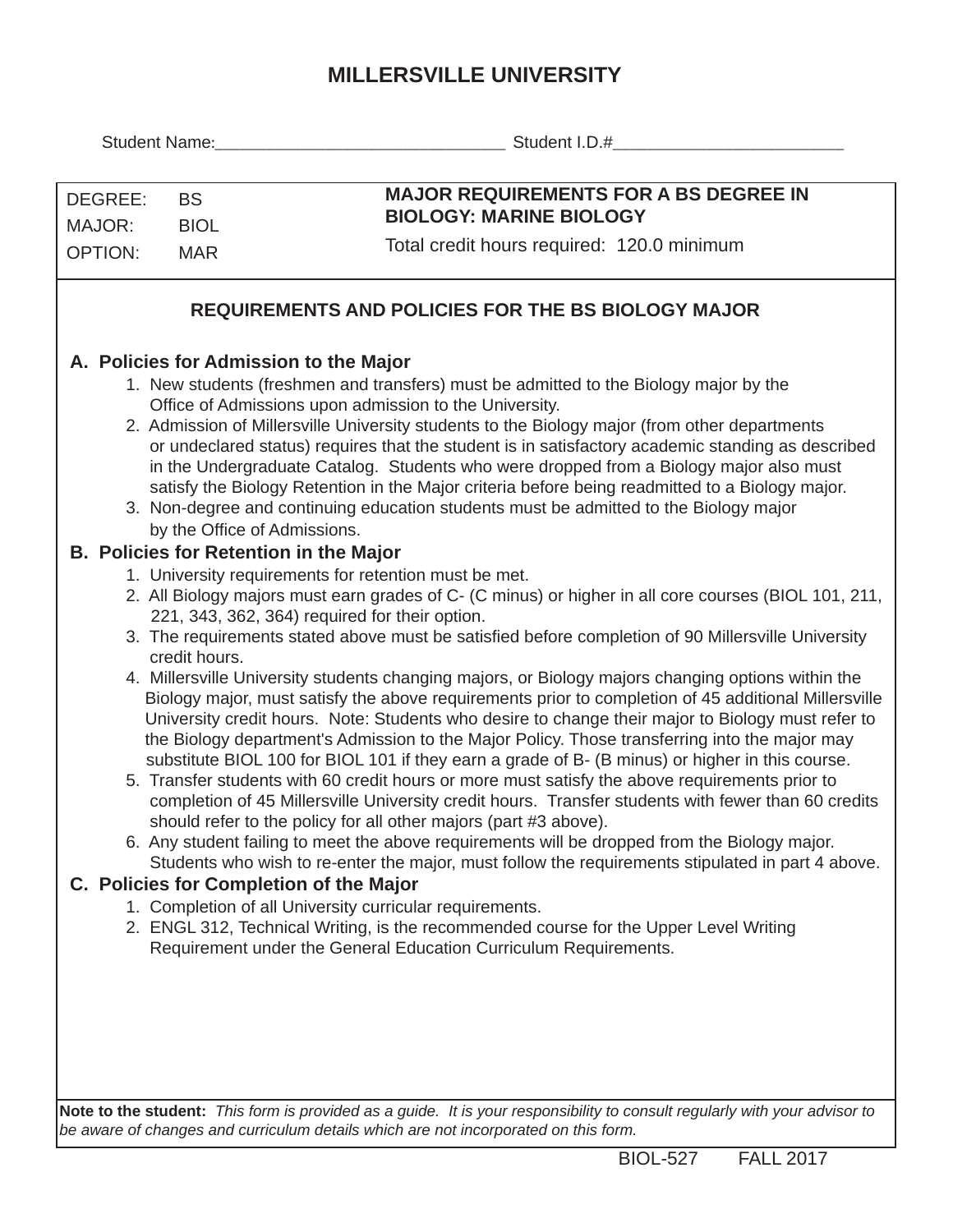# MILLERSVILLE UNIVERSITY

Student Name:______________________________ Student I.D.#________________________

| DEGREE: | BS | **MAJOR REQUIREMENTS FOR A BS DEGREE IN BIOLOGY: MARINE BIOLOGY** |
|---|---|---|
| MAJOR: | BIOL | Total credit hours required: 120.0 minimum |
| OPTION: | MAR | |

## REQUIREMENTS AND POLICIES FOR THE BS BIOLOGY MAJOR

### A. Policies for Admission to the Major

1. New students (freshmen and transfers) must be admitted to the Biology major by the Office of Admissions upon admission to the University.
2. Admission of Millersville University students to the Biology major (from other departments or undeclared status) requires that the student is in satisfactory academic standing as described in the Undergraduate Catalog. Students who were dropped from a Biology major also must satisfy the Biology Retention in the Major criteria before being readmitted to a Biology major.
3. Non-degree and continuing education students must be admitted to the Biology major by the Office of Admissions.

### B. Policies for Retention in the Major

1. University requirements for retention must be met.
2. All Biology majors must earn grades of C- (C minus) or higher in all core courses (BIOL 101, 211, 221, 343, 362, 364) required for their option.
3. The requirements stated above must be satisfied before completion of 90 Millersville University credit hours.
4. Millersville University students changing majors, or Biology majors changing options within the Biology major, must satisfy the above requirements prior to completion of 45 additional Millersville University credit hours. Note: Students who desire to change their major to Biology must refer to the Biology department's Admission to the Major Policy. Those transferring into the major may substitute BIOL 100 for BIOL 101 if they earn a grade of B- (B minus) or higher in this course.
5. Transfer students with 60 credit hours or more must satisfy the above requirements prior to completion of 45 Millersville University credit hours. Transfer students with fewer than 60 credits should refer to the policy for all other majors (part #3 above).
6. Any student failing to meet the above requirements will be dropped from the Biology major. Students who wish to re-enter the major, must follow the requirements stipulated in part 4 above.

### C. Policies for Completion of the Major

1. Completion of all University curricular requirements.
2. ENGL 312, Technical Writing, is the recommended course for the Upper Level Writing Requirement under the General Education Curriculum Requirements.

**Note to the student:** *This form is provided as a guide. It is your responsibility to consult regularly with your advisor to be aware of changes and curriculum details which are not incorporated on this form.*

BIOL-527 FALL 2017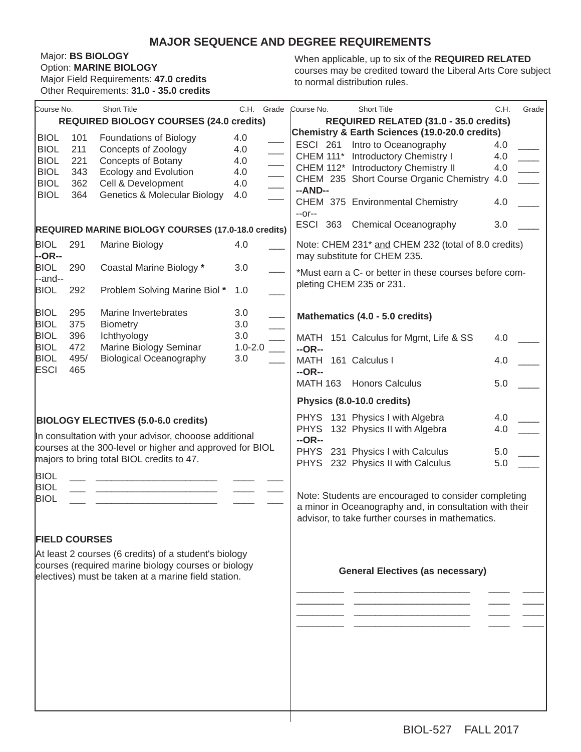# MAJOR SEQUENCE AND DEGREE REQUIREMENTS

Major: **BS BIOLOGY**
Option: **MARINE BIOLOGY**
Major Field Requirements: **47.0 credits**
Other Requirements: **31.0 - 35.0 credits**

When applicable, up to six of the **REQUIRED RELATED** courses may be credited toward the Liberal Arts Core subject to normal distribution rules.

## REQUIRED BIOLOGY COURSES (24.0 credits)

| Course No. | | Short Title | C.H. | Grade |
|---|---|---|---|---|
| BIOL | 101 | Foundations of Biology | 4.0 | ___ |
| BIOL | 211 | Concepts of Zoology | 4.0 | ___ |
| BIOL | 221 | Concepts of Botany | 4.0 | ___ |
| BIOL | 343 | Ecology and Evolution | 4.0 | ___ |
| BIOL | 362 | Cell & Development | 4.0 | ___ |
| BIOL | 364 | Genetics & Molecular Biology | 4.0 | ___ |

## REQUIRED MARINE BIOLOGY COURSES (17.0-18.0 credits)

| Course No. | | Short Title | C.H. | Grade |
|---|---|---|---|---|
| BIOL | 291 | Marine Biology | 4.0 | ___ |
| --OR-- | | | | |
| BIOL | 290 | Coastal Marine Biology * | 3.0 | ___ |
| --and-- | | | | |
| BIOL | 292 | Problem Solving Marine Biol * | 1.0 | ___ |
| BIOL | 295 | Marine Invertebrates | 3.0 | ___ |
| BIOL | 375 | Biometry | 3.0 | ___ |
| BIOL | 396 | Ichthyology | 3.0 | ___ |
| BIOL | 472 | Marine Biology Seminar | 1.0-2.0 | ___ |
| BIOL ESCI | 495/ 465 | Biological Oceanography | 3.0 | ___ |

## BIOLOGY ELECTIVES (5.0-6.0 credits)

In consultation with your advisor, chooose additional courses at the 300-level or higher and approved for BIOL majors to bring total BIOL credits to 47.

| Course No. | | Short Title | C.H. | Grade |
|---|---|---|---|---|
| BIOL | ___ | ______________________ | ____ | ___ |
| BIOL | ___ | ______________________ | ____ | ___ |
| BIOL | ___ | ______________________ | ____ | ___ |

## FIELD COURSES

At least 2 courses (6 credits) of a student's biology courses (required marine biology courses or biology electives) must be taken at a marine field station.

## REQUIRED RELATED (31.0 - 35.0 credits)

### Chemistry & Earth Sciences (19.0-20.0 credits)

| Course No. | Short Title | C.H. | Grade |
|---|---|---|---|
| ESCI 261 | Intro to Oceanography | 4.0 | ____ |
| CHEM 111* | Introductory Chemistry I | 4.0 | ____ |
| CHEM 112* | Introductory Chemistry II | 4.0 | ____ |
| CHEM 235 | Short Course Organic Chemistry | 4.0 | ____ |
| --AND-- | | | |
| CHEM 375 | Environmental Chemistry | 4.0 | ____ |
| --or-- | | | |
| ESCI 363 | Chemical Oceanography | 3.0 | ____ |

Note: CHEM 231* and CHEM 232 (total of 8.0 credits) may substitute for CHEM 235.

*Must earn a C- or better in these courses before completing CHEM 235 or 231.

### Mathematics (4.0 - 5.0 credits)

| Course No. | Short Title | C.H. | Grade |
|---|---|---|---|
| MATH 151 | Calculus for Mgmt, Life & SS | 4.0 | ____ |
| --OR-- | | | |
| MATH 161 | Calculus I | 4.0 | ____ |
| --OR-- | | | |
| MATH 163 | Honors Calculus | 5.0 | ____ |

### Physics (8.0-10.0 credits)

| Course No. | Short Title | C.H. | Grade |
|---|---|---|---|
| PHYS 131 | Physics I with Algebra | 4.0 | ____ |
| PHYS 132 | Physics II with Algebra | 4.0 | ____ |
| --OR-- | | | |
| PHYS 231 | Physics I with Calculus | 5.0 | ____ |
| PHYS 232 | Physics II with Calculus | 5.0 | ____ |

Note: Students are encouraged to consider completing a minor in Oceanography and, in consultation with their advisor, to take further courses in mathematics.

### General Electives (as necessary)

| Course No. | Short Title | C.H. | Grade |
|---|---|---|---|
| _________ | ______________________ | ____ | ____ |
| _________ | ______________________ | ____ | ____ |
| _________ | ______________________ | ____ | ____ |
| _________ | ______________________ | ____ | ____ |

BIOL-527 FALL 2017